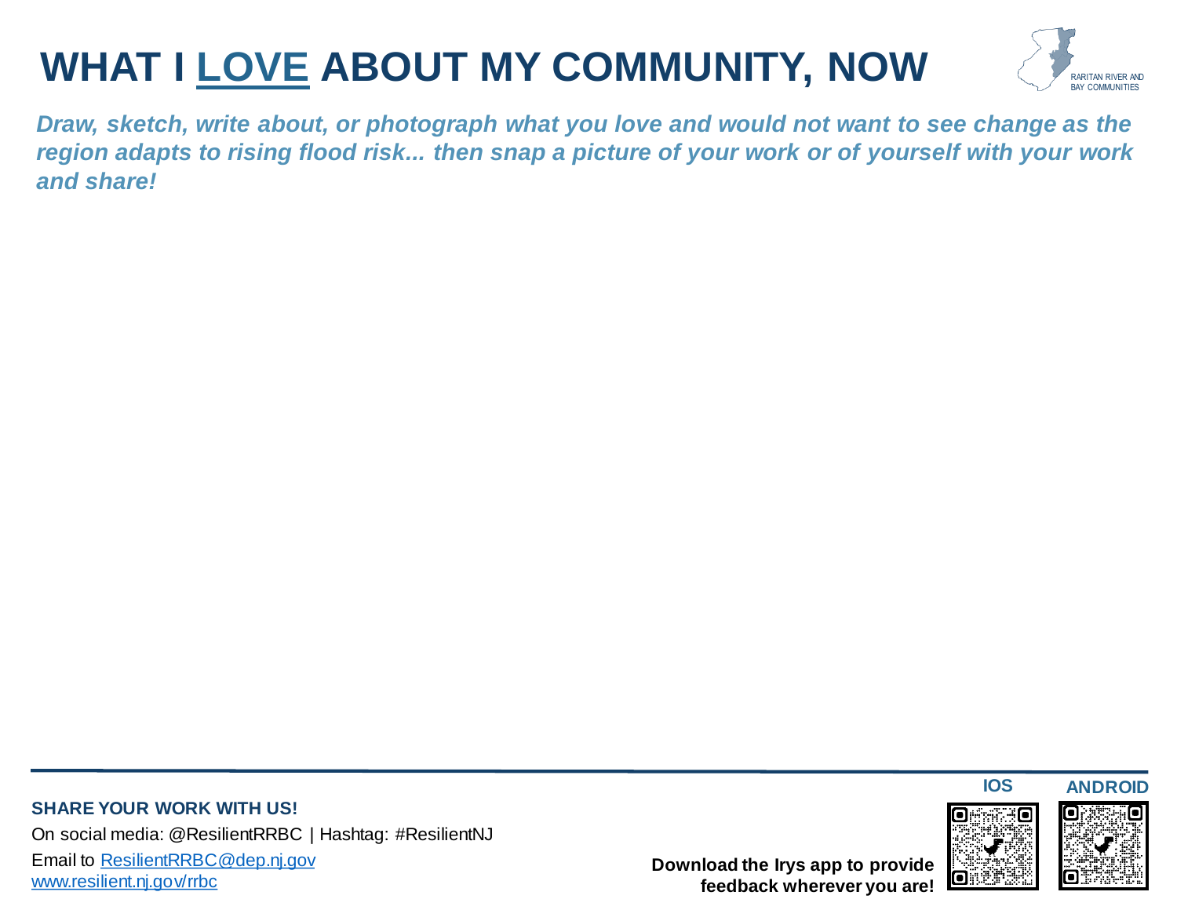# WHAT I LOVE ABOUT MY COMMUNITY, NOW

RARITAN RIVER AND BAY COMMUNITIES

***Draw, sketch, write about, or photograph what you love and would not want to see change as the region adapts to rising flood risk... then snap a picture of your work or of yourself with your work and share!***

**SHARE YOUR WORK WITH US!**

On social media: @ResilientRRBC | Hashtag: #ResilientNJ

Email to [ResilientRRBC@dep.nj.gov](mailto:ResilientRRBC@dep.nj.gov)

[www.resilient.nj.gov/rrbc](http://www.resilient.nj.gov/rrbc)

**Download the Irys app to provide feedback wherever you are!**

**IOS** **ANDROID**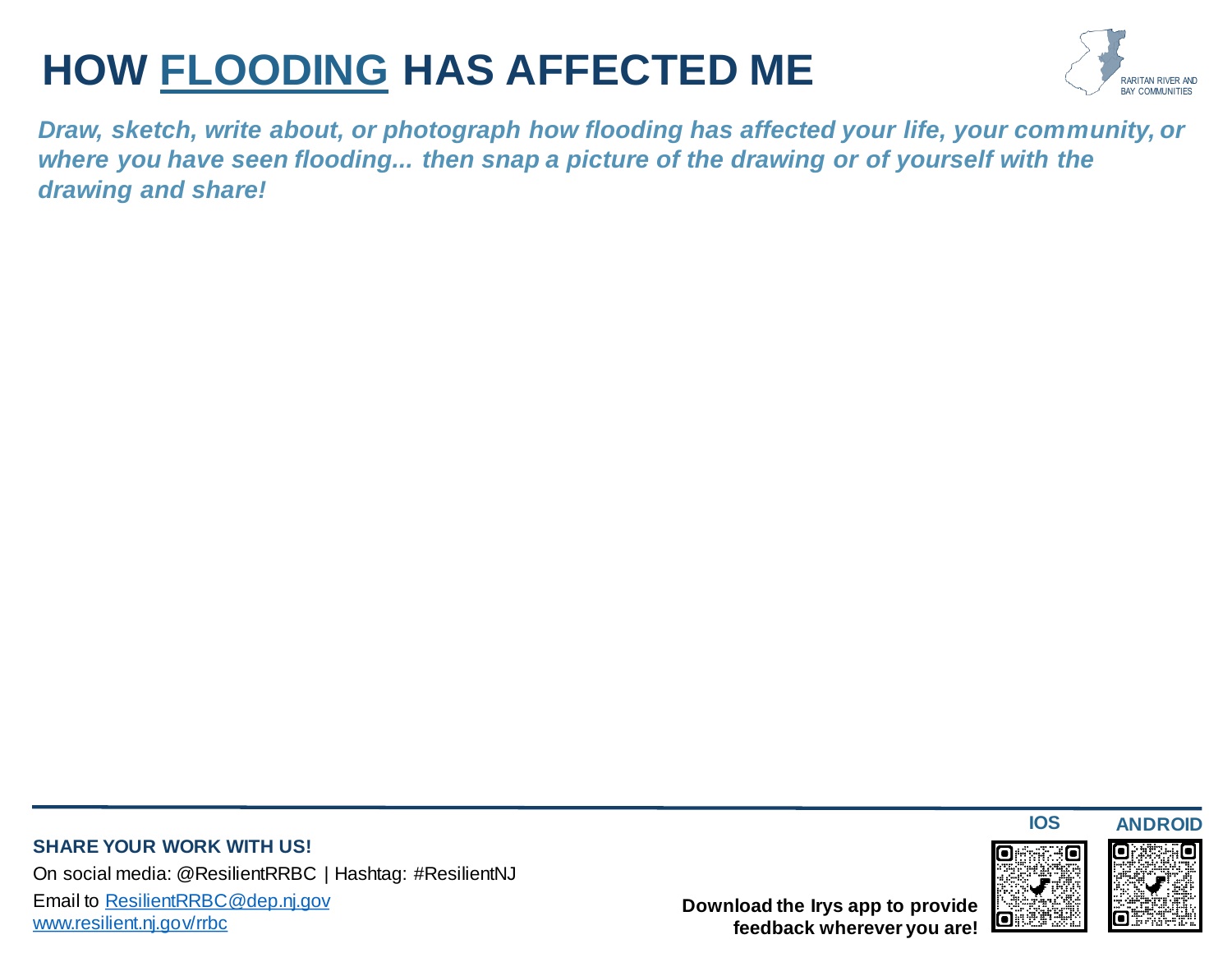# HOW FLOODING HAS AFFECTED ME

RARITAN RIVER AND BAY COMMUNITIES

***Draw, sketch, write about, or photograph how flooding has affected your life, your community, or where you have seen flooding... then snap a picture of the drawing or of yourself with the drawing and share!***

**SHARE YOUR WORK WITH US!**

On social media: @ResilientRRBC | Hashtag: #ResilientNJ

Email to ResilientRRBC@dep.nj.gov

www.resilient.nj.gov/rrbc

**Download the Irys app to provide feedback wherever you are!**

**IOS** **ANDROID**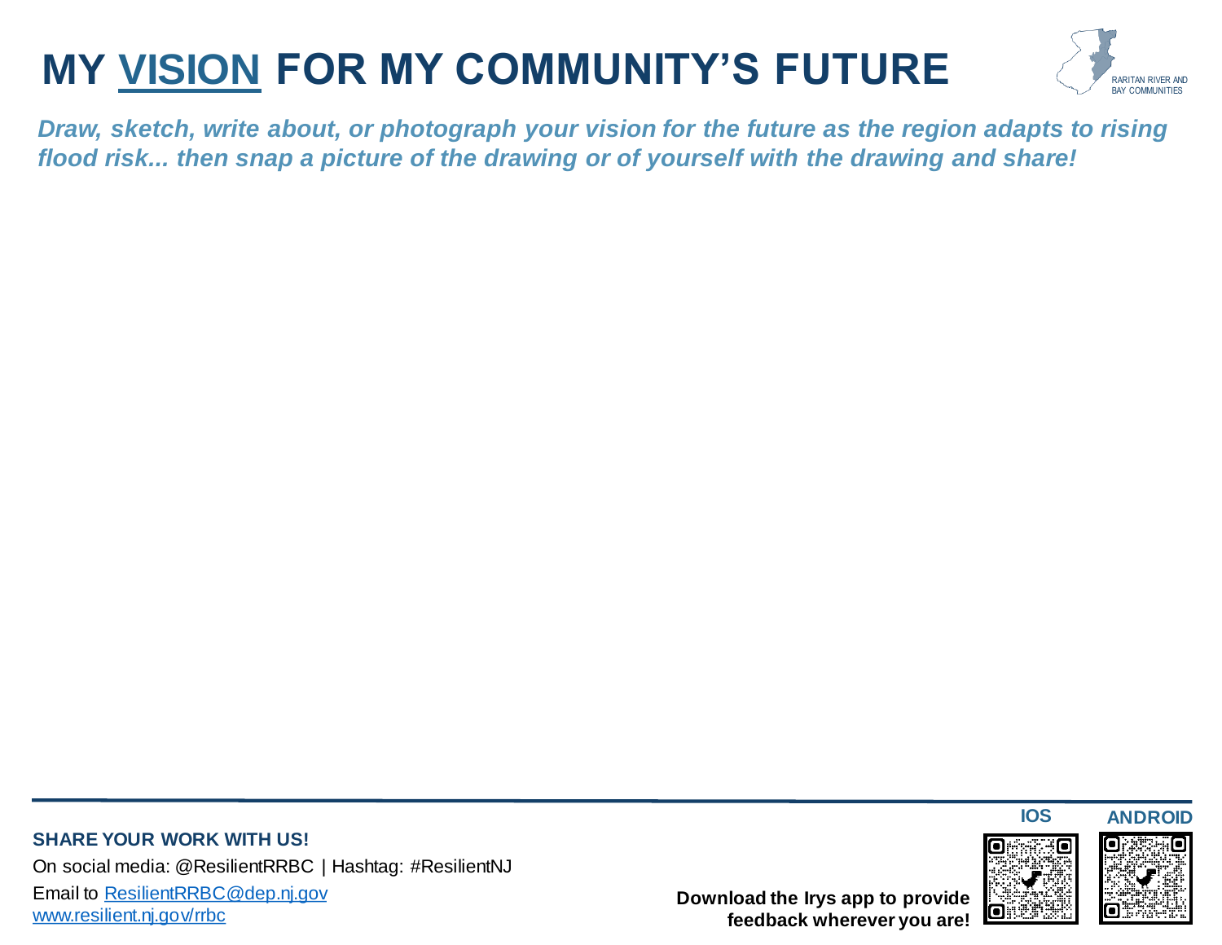# MY VISION FOR MY COMMUNITY'S FUTURE

RARITAN RIVER AND BAY COMMUNITIES

*Draw, sketch, write about, or photograph your vision for the future as the region adapts to rising flood risk... then snap a picture of the drawing or of yourself with the drawing and share!*

**SHARE YOUR WORK WITH US!**

On social media: @ResilientRRBC | Hashtag: #ResilientNJ

Email to ResilientRRBC@dep.nj.gov

www.resilient.nj.gov/rrbc

**Download the Irys app to provide feedback wherever you are!**

IOS

ANDROID